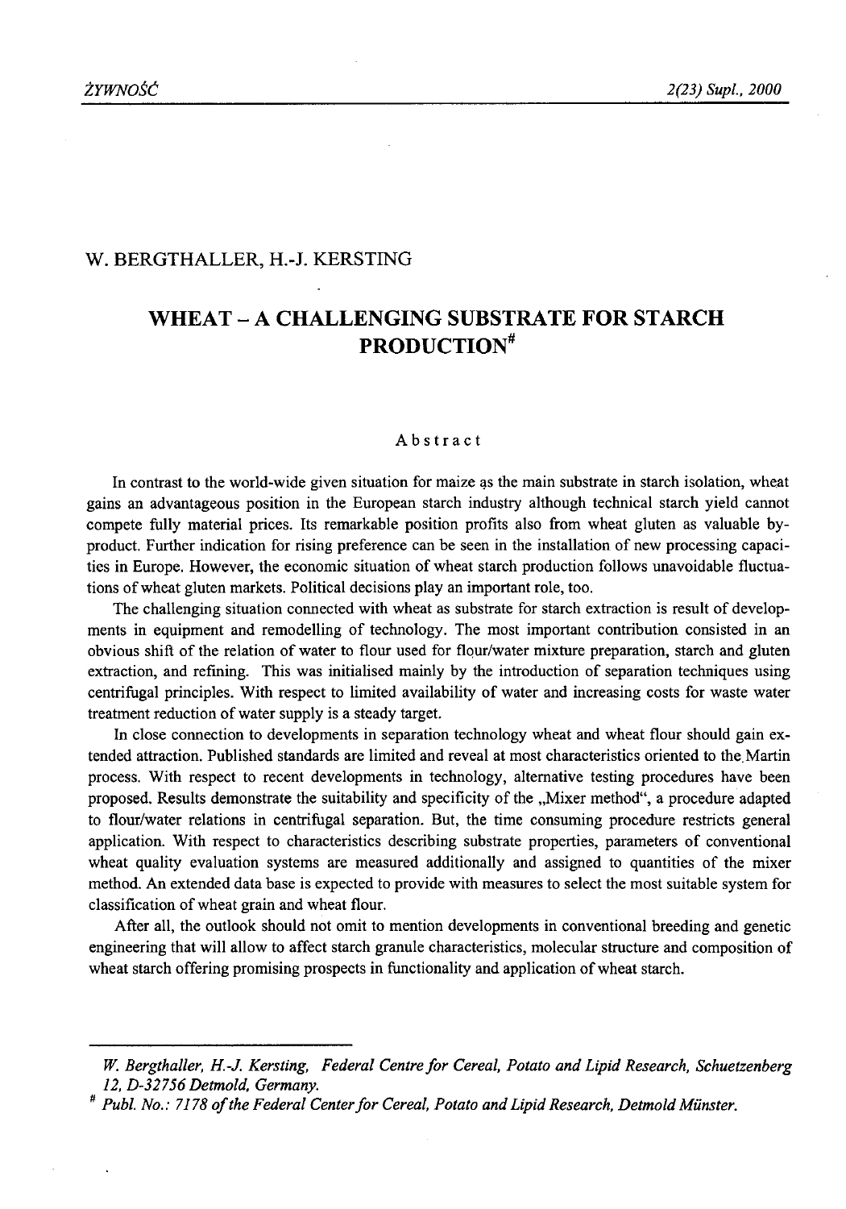W. BERGTHALLER, H.-J. KERSTING

# WHEAT – A CHALLENGING SUBSTRATE FOR STARCH PRODUCTION[#]

## Abstract

In contrast to the world-wide given situation for maize as the main substrate in starch isolation, wheat gains an advantageous position in the European starch industry although technical starch yield cannot compete fully material prices. Its remarkable position profits also from wheat gluten as valuable by-product. Further indication for rising preference can be seen in the installation of new processing capacities in Europe. However, the economic situation of wheat starch production follows unavoidable fluctuations of wheat gluten markets. Political decisions play an important role, too.

The challenging situation connected with wheat as substrate for starch extraction is result of developments in equipment and remodelling of technology. The most important contribution consisted in an obvious shift of the relation of water to flour used for flour/water mixture preparation, starch and gluten extraction, and refining. This was initialised mainly by the introduction of separation techniques using centrifugal principles. With respect to limited availability of water and increasing costs for waste water treatment reduction of water supply is a steady target.

In close connection to developments in separation technology wheat and wheat flour should gain extended attraction. Published standards are limited and reveal at most characteristics oriented to the Martin process. With respect to recent developments in technology, alternative testing procedures have been proposed. Results demonstrate the suitability and specificity of the „Mixer method", a procedure adapted to flour/water relations in centrifugal separation. But, the time consuming procedure restricts general application. With respect to characteristics describing substrate properties, parameters of conventional wheat quality evaluation systems are measured additionally and assigned to quantities of the mixer method. An extended data base is expected to provide with measures to select the most suitable system for classification of wheat grain and wheat flour.

After all, the outlook should not omit to mention developments in conventional breeding and genetic engineering that will allow to affect starch granule characteristics, molecular structure and composition of wheat starch offering promising prospects in functionality and application of wheat starch.

---

*W. Bergthaller, H.-J. Kersting, Federal Centre for Cereal, Potato and Lipid Research, Schuetzenberg 12, D-32756 Detmold, Germany.*

[#] *Publ. No.: 7178 of the Federal Center for Cereal, Potato and Lipid Research, Detmold Münster.*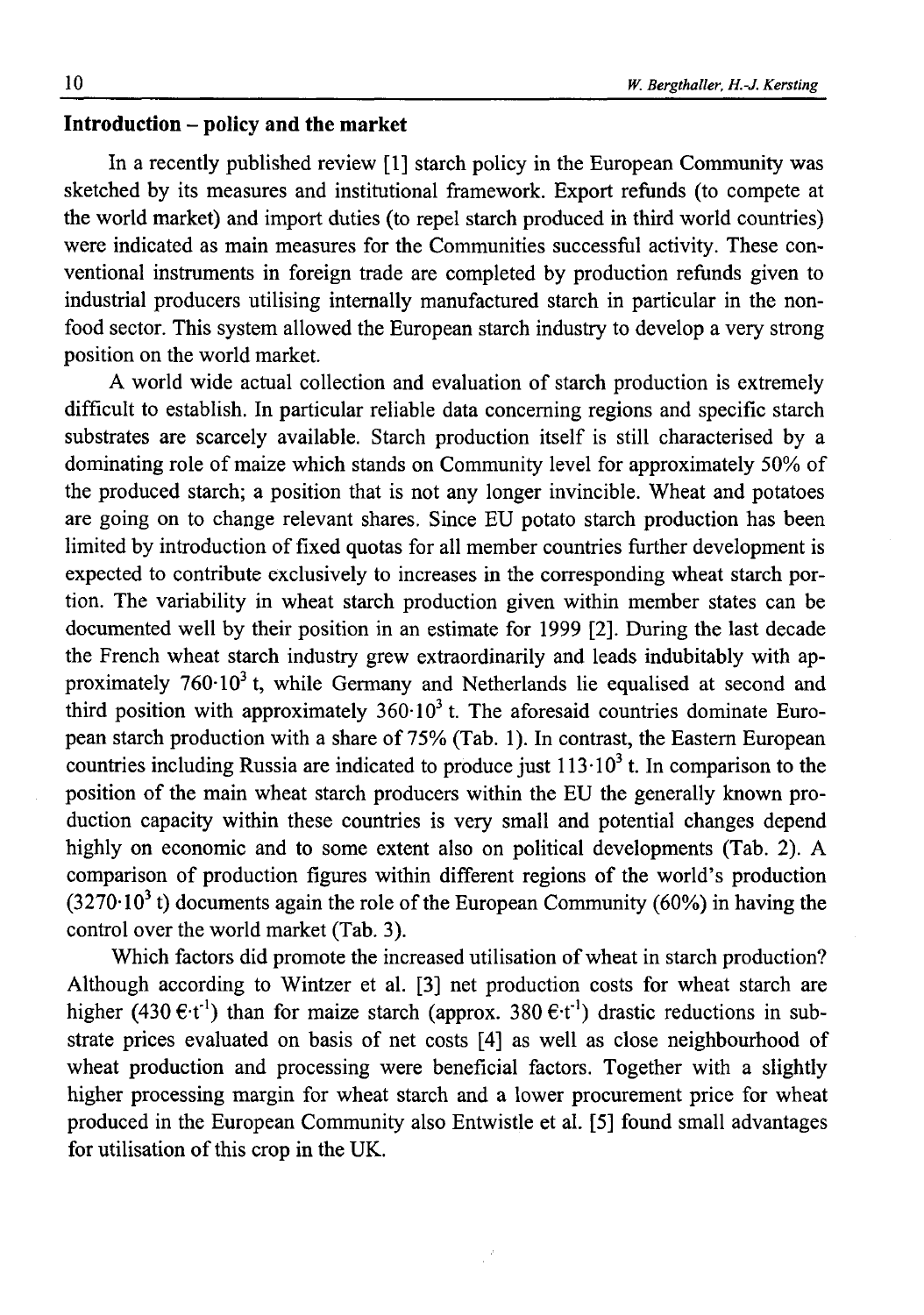## Introduction – policy and the market

In a recently published review [1] starch policy in the European Community was sketched by its measures and institutional framework. Export refunds (to compete at the world market) and import duties (to repel starch produced in third world countries) were indicated as main measures for the Communities successful activity. These conventional instruments in foreign trade are completed by production refunds given to industrial producers utilising internally manufactured starch in particular in the non-food sector. This system allowed the European starch industry to develop a very strong position on the world market.

A world wide actual collection and evaluation of starch production is extremely difficult to establish. In particular reliable data concerning regions and specific starch substrates are scarcely available. Starch production itself is still characterised by a dominating role of maize which stands on Community level for approximately 50% of the produced starch; a position that is not any longer invincible. Wheat and potatoes are going on to change relevant shares. Since EU potato starch production has been limited by introduction of fixed quotas for all member countries further development is expected to contribute exclusively to increases in the corresponding wheat starch portion. The variability in wheat starch production given within member states can be documented well by their position in an estimate for 1999 [2]. During the last decade the French wheat starch industry grew extraordinarily and leads indubitably with approximately $760 \cdot 10^3$ t, while Germany and Netherlands lie equalised at second and third position with approximately $360 \cdot 10^3$ t. The aforesaid countries dominate European starch production with a share of 75% (Tab. 1). In contrast, the Eastern European countries including Russia are indicated to produce just $113 \cdot 10^3$ t. In comparison to the position of the main wheat starch producers within the EU the generally known production capacity within these countries is very small and potential changes depend highly on economic and to some extent also on political developments (Tab. 2). A comparison of production figures within different regions of the world's production ($3270 \cdot 10^3$ t) documents again the role of the European Community (60%) in having the control over the world market (Tab. 3).

Which factors did promote the increased utilisation of wheat in starch production? Although according to Wintzer et al. [3] net production costs for wheat starch are higher ($430 \text{ €} \cdot \text{t}^{-1}$) than for maize starch (approx. $380 \text{ €} \cdot \text{t}^{-1}$) drastic reductions in substrate prices evaluated on basis of net costs [4] as well as close neighbourhood of wheat production and processing were beneficial factors. Together with a slightly higher processing margin for wheat starch and a lower procurement price for wheat produced in the European Community also Entwistle et al. [5] found small advantages for utilisation of this crop in the UK.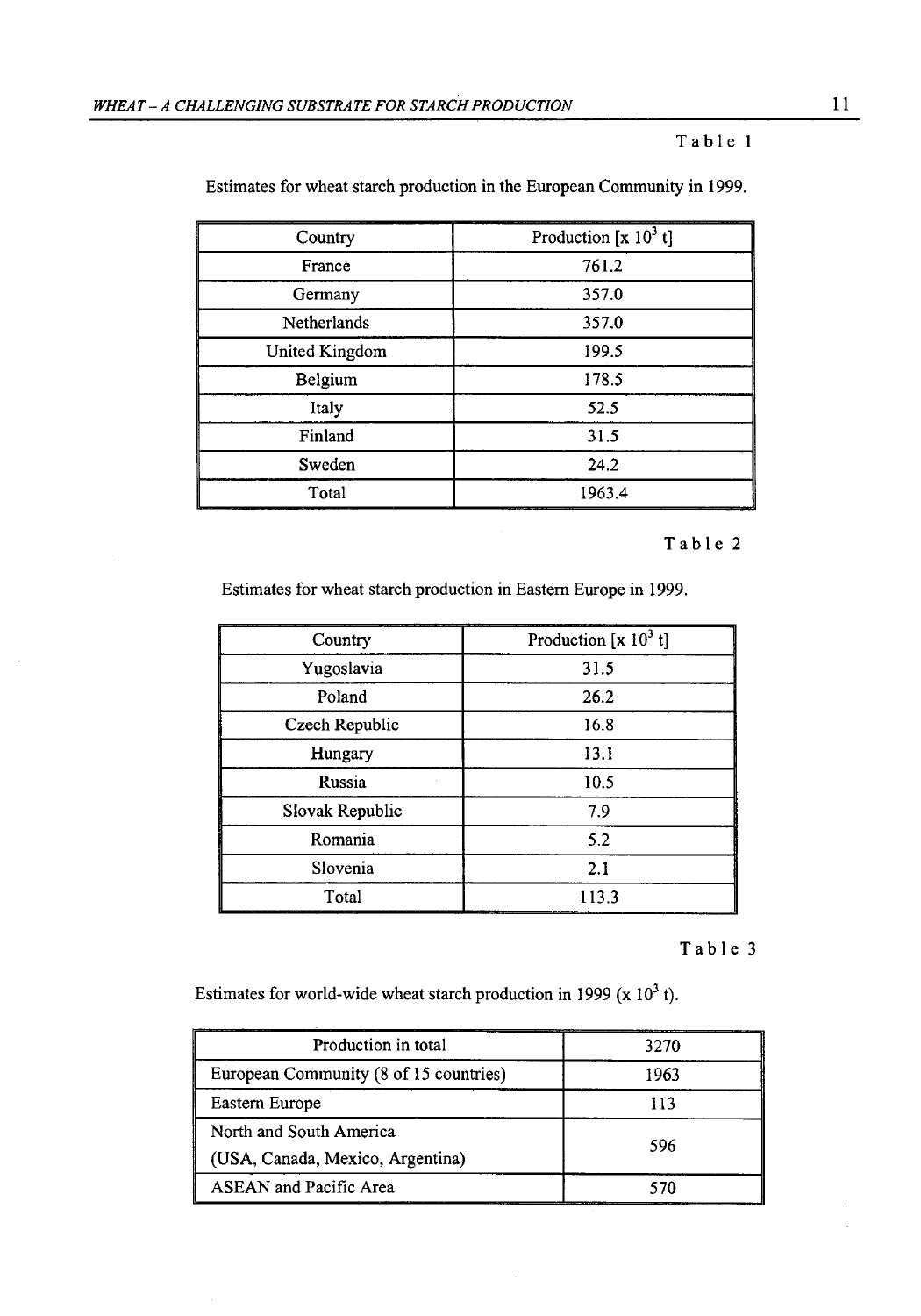Table 1

Estimates for wheat starch production in the European Community in 1999.

| Country | Production [x $10^3$ t] |
|---|---|
| France | 761.2 |
| Germany | 357.0 |
| Netherlands | 357.0 |
| United Kingdom | 199.5 |
| Belgium | 178.5 |
| Italy | 52.5 |
| Finland | 31.5 |
| Sweden | 24.2 |
| Total | 1963.4 |

Table 2

Estimates for wheat starch production in Eastern Europe in 1999.

| Country | Production [x $10^3$ t] |
|---|---|
| Yugoslavia | 31.5 |
| Poland | 26.2 |
| Czech Republic | 16.8 |
| Hungary | 13.1 |
| Russia | 10.5 |
| Slovak Republic | 7.9 |
| Romania | 5.2 |
| Slovenia | 2.1 |
| Total | 113.3 |

Table 3

Estimates for world-wide wheat starch production in 1999 (x $10^3$ t).

| Production in total | 3270 |
|---|---|
| European Community (8 of 15 countries) | 1963 |
| Eastern Europe | 113 |
| North and South America (USA, Canada, Mexico, Argentina) | 596 |
| ASEAN and Pacific Area | 570 |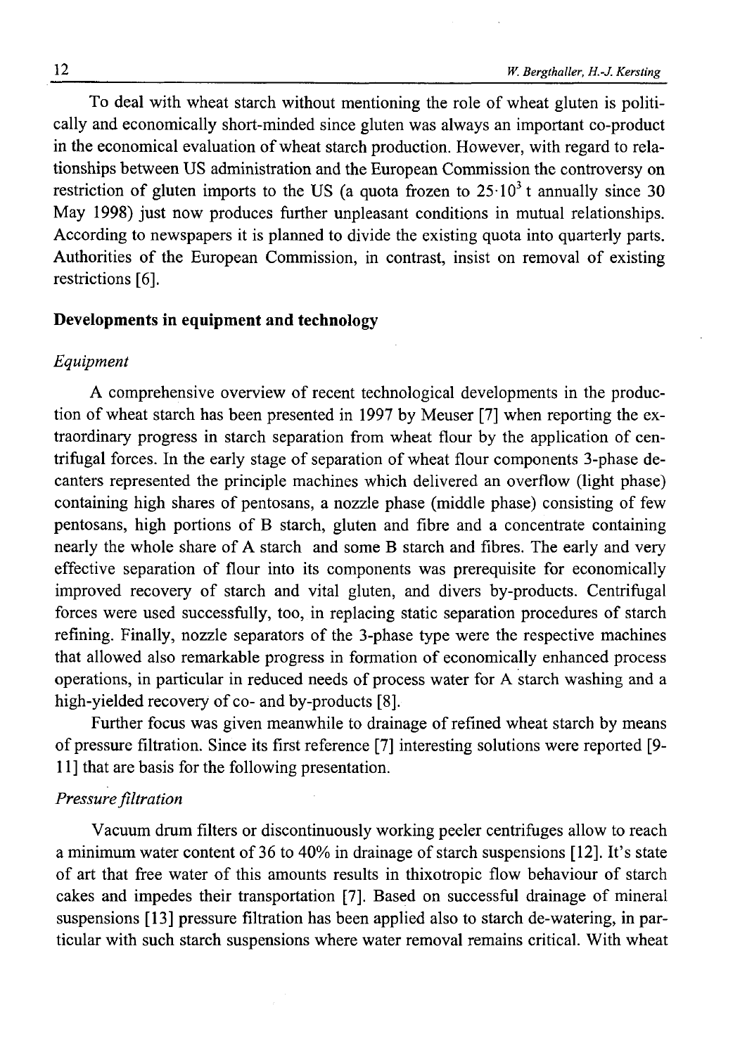To deal with wheat starch without mentioning the role of wheat gluten is politically and economically short-minded since gluten was always an important co-product in the economical evaluation of wheat starch production. However, with regard to relationships between US administration and the European Commission the controversy on restriction of gluten imports to the US (a quota frozen to $25 \cdot 10^3$ t annually since 30 May 1998) just now produces further unpleasant conditions in mutual relationships. According to newspapers it is planned to divide the existing quota into quarterly parts. Authorities of the European Commission, in contrast, insist on removal of existing restrictions [6].

## Developments in equipment and technology

### *Equipment*

A comprehensive overview of recent technological developments in the production of wheat starch has been presented in 1997 by Meuser [7] when reporting the extraordinary progress in starch separation from wheat flour by the application of centrifugal forces. In the early stage of separation of wheat flour components 3-phase decanters represented the principle machines which delivered an overflow (light phase) containing high shares of pentosans, a nozzle phase (middle phase) consisting of few pentosans, high portions of B starch, gluten and fibre and a concentrate containing nearly the whole share of A starch and some B starch and fibres. The early and very effective separation of flour into its components was prerequisite for economically improved recovery of starch and vital gluten, and divers by-products. Centrifugal forces were used successfully, too, in replacing static separation procedures of starch refining. Finally, nozzle separators of the 3-phase type were the respective machines that allowed also remarkable progress in formation of economically enhanced process operations, in particular in reduced needs of process water for A starch washing and a high-yielded recovery of co- and by-products [8].

Further focus was given meanwhile to drainage of refined wheat starch by means of pressure filtration. Since its first reference [7] interesting solutions were reported [9-11] that are basis for the following presentation.

### *Pressure filtration*

Vacuum drum filters or discontinuously working peeler centrifuges allow to reach a minimum water content of 36 to 40% in drainage of starch suspensions [12]. It's state of art that free water of this amounts results in thixotropic flow behaviour of starch cakes and impedes their transportation [7]. Based on successful drainage of mineral suspensions [13] pressure filtration has been applied also to starch de-watering, in particular with such starch suspensions where water removal remains critical. With wheat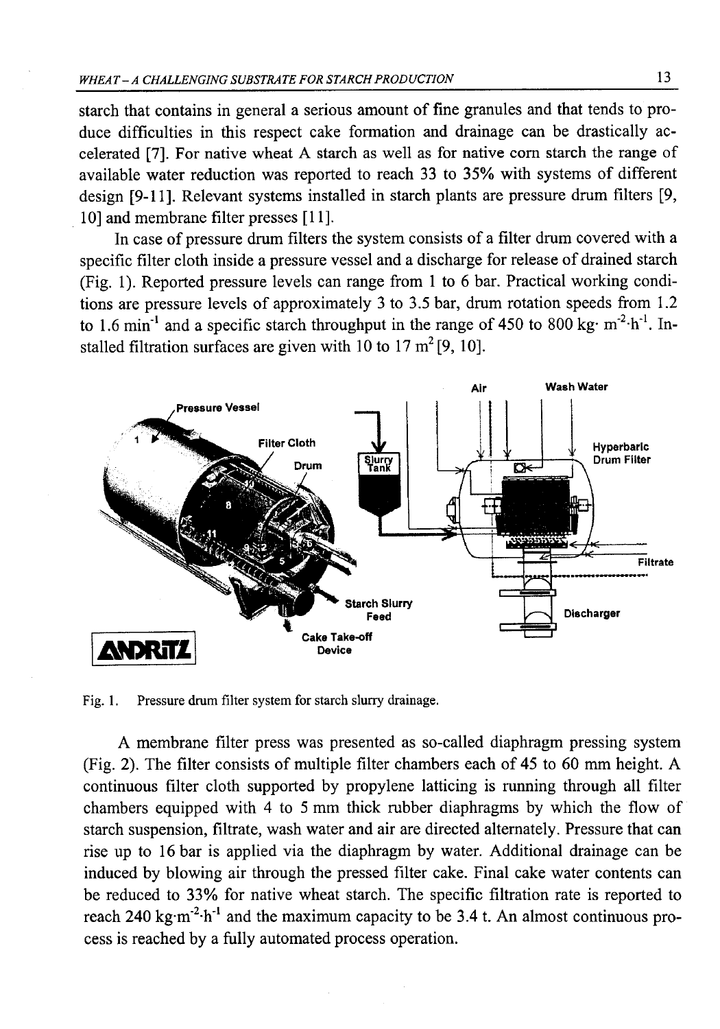starch that contains in general a serious amount of fine granules and that tends to produce difficulties in this respect cake formation and drainage can be drastically accelerated [7]. For native wheat A starch as well as for native corn starch the range of available water reduction was reported to reach 33 to 35% with systems of different design [9-11]. Relevant systems installed in starch plants are pressure drum filters [9, 10] and membrane filter presses [11].

In case of pressure drum filters the system consists of a filter drum covered with a specific filter cloth inside a pressure vessel and a discharge for release of drained starch (Fig. 1). Reported pressure levels can range from 1 to 6 bar. Practical working conditions are pressure levels of approximately 3 to 3.5 bar, drum rotation speeds from 1.2 to 1.6 $min^{-1}$ and a specific starch throughput in the range of 450 to 800 $kg \cdot m^{-2} \cdot h^{-1}$. Installed filtration surfaces are given with 10 to 17 $m^2$ [9, 10].

Fig. 1. Pressure drum filter system for starch slurry drainage.

A membrane filter press was presented as so-called diaphragm pressing system (Fig. 2). The filter consists of multiple filter chambers each of 45 to 60 mm height. A continuous filter cloth supported by propylene latticing is running through all filter chambers equipped with 4 to 5 mm thick rubber diaphragms by which the flow of starch suspension, filtrate, wash water and air are directed alternately. Pressure that can rise up to 16 bar is applied via the diaphragm by water. Additional drainage can be induced by blowing air through the pressed filter cake. Final cake water contents can be reduced to 33% for native wheat starch. The specific filtration rate is reported to reach 240 $kg \cdot m^{-2} \cdot h^{-1}$ and the maximum capacity to be 3.4 t. An almost continuous process is reached by a fully automated process operation.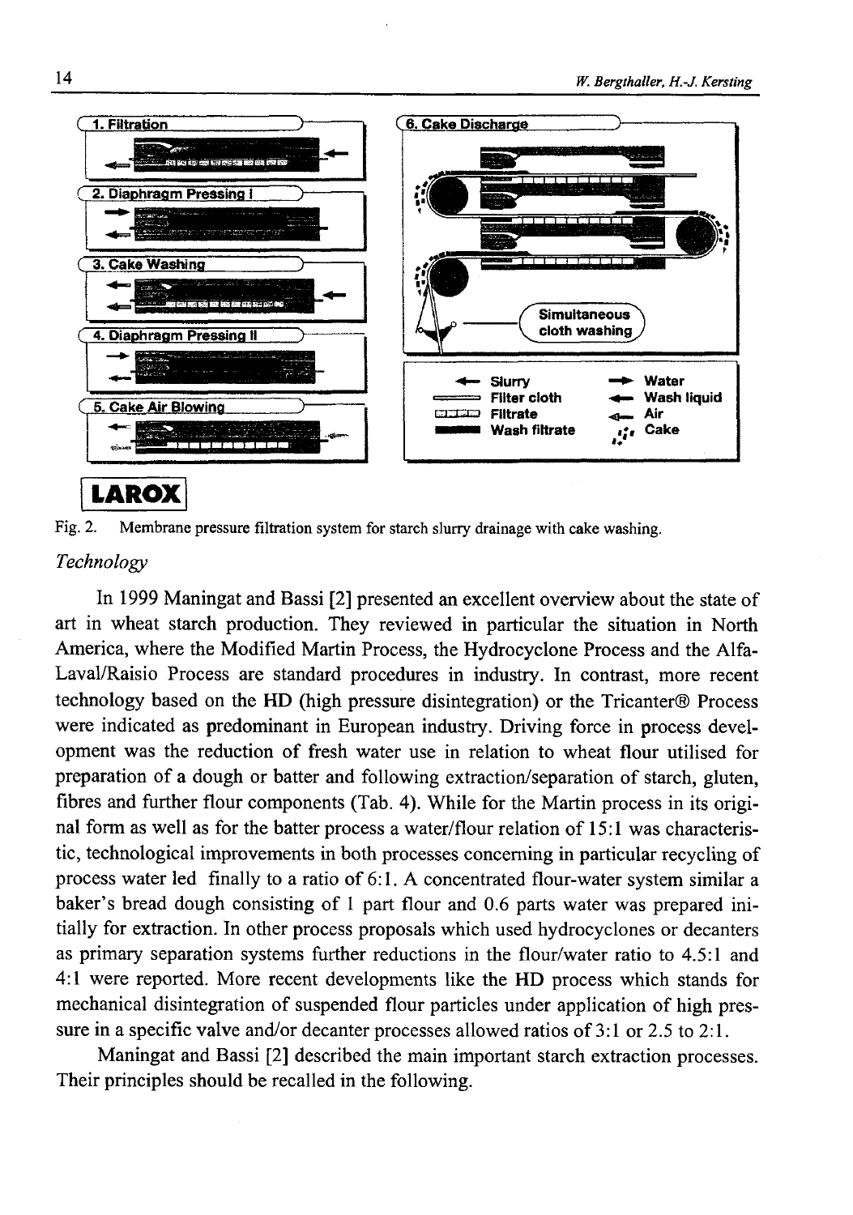Fig. 2. Membrane pressure filtration system for starch slurry drainage with cake washing.

*Technology*

In 1999 Maningat and Bassi [2] presented an excellent overview about the state of art in wheat starch production. They reviewed in particular the situation in North America, where the Modified Martin Process, the Hydrocyclone Process and the Alfa-Laval/Raisio Process are standard procedures in industry. In contrast, more recent technology based on the HD (high pressure disintegration) or the Tricanter® Process were indicated as predominant in European industry. Driving force in process development was the reduction of fresh water use in relation to wheat flour utilised for preparation of a dough or batter and following extraction/separation of starch, gluten, fibres and further flour components (Tab. 4). While for the Martin process in its original form as well as for the batter process a water/flour relation of 15:1 was characteristic, technological improvements in both processes concerning in particular recycling of process water led finally to a ratio of 6:1. A concentrated flour-water system similar a baker's bread dough consisting of 1 part flour and 0.6 parts water was prepared initially for extraction. In other process proposals which used hydrocyclones or decanters as primary separation systems further reductions in the flour/water ratio to 4.5:1 and 4:1 were reported. More recent developments like the HD process which stands for mechanical disintegration of suspended flour particles under application of high pressure in a specific valve and/or decanter processes allowed ratios of 3:1 or 2.5 to 2:1.

Maningat and Bassi [2] described the main important starch extraction processes. Their principles should be recalled in the following.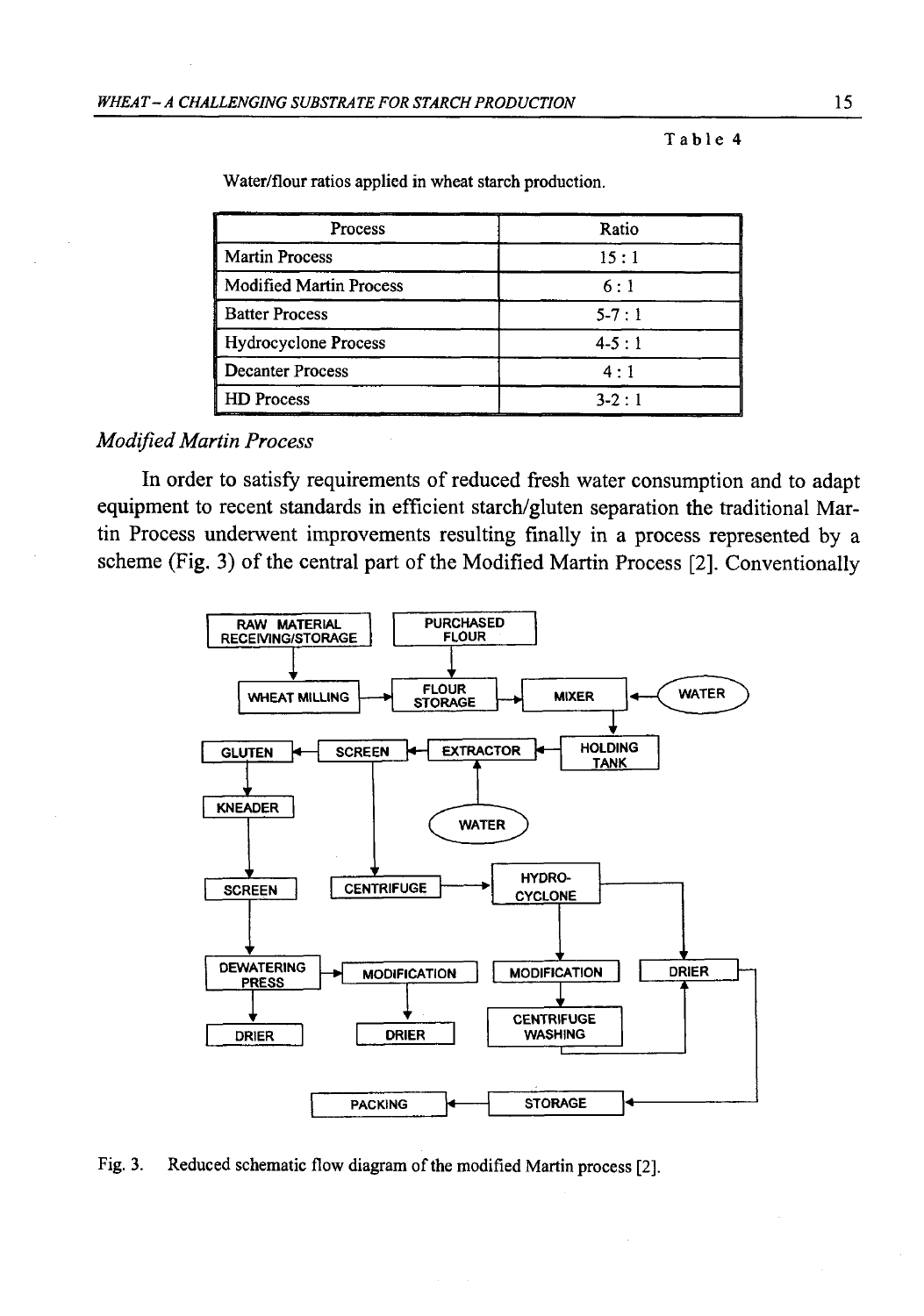Table 4

Water/flour ratios applied in wheat starch production.

| Process | Ratio |
|---|---|
| Martin Process | 15 : 1 |
| Modified Martin Process | 6 : 1 |
| Batter Process | 5-7 : 1 |
| Hydrocyclone Process | 4-5 : 1 |
| Decanter Process | 4 : 1 |
| HD Process | 3-2 : 1 |

### *Modified Martin Process*

In order to satisfy requirements of reduced fresh water consumption and to adapt equipment to recent standards in efficient starch/gluten separation the traditional Martin Process underwent improvements resulting finally in a process represented by a scheme (Fig. 3) of the central part of the Modified Martin Process [2]. Conventionally

RAW MATERIAL RECEIVING/STORAGE; PURCHASED FLOUR; WHEAT MILLING; FLOUR STORAGE; MIXER; WATER; GLUTEN; SCREEN; EXTRACTOR; HOLDING TANK; KNEADER; WATER; SCREEN; CENTRIFUGE; HYDRO-CYCLONE; DEWATERING PRESS; MODIFICATION; MODIFICATION; DRIER; DRIER; DRIER; CENTRIFUGE WASHING; PACKING; STORAGE

Fig. 3. Reduced schematic flow diagram of the modified Martin process [2].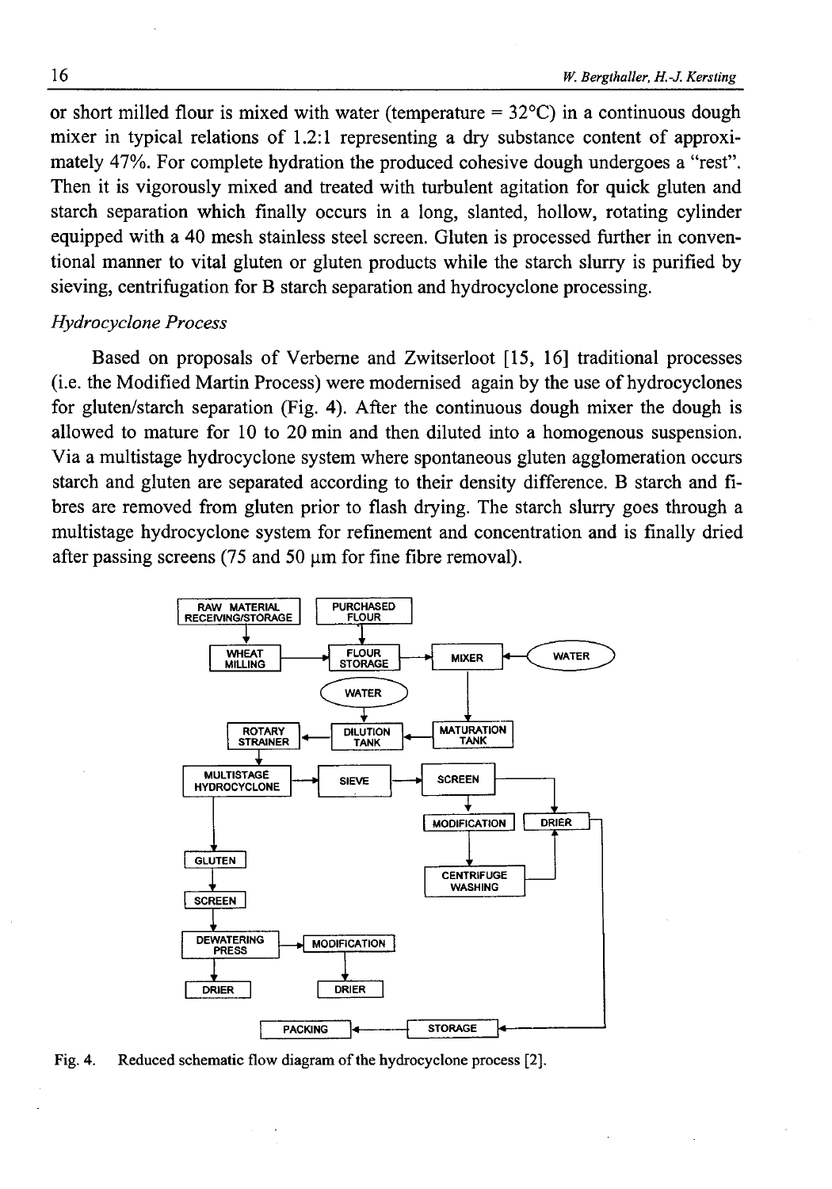or short milled flour is mixed with water (temperature = 32°C) in a continuous dough mixer in typical relations of 1.2:1 representing a dry substance content of approximately 47%. For complete hydration the produced cohesive dough undergoes a "rest". Then it is vigorously mixed and treated with turbulent agitation for quick gluten and starch separation which finally occurs in a long, slanted, hollow, rotating cylinder equipped with a 40 mesh stainless steel screen. Gluten is processed further in conventional manner to vital gluten or gluten products while the starch slurry is purified by sieving, centrifugation for B starch separation and hydrocyclone processing.

*Hydrocyclone Process*

Based on proposals of Verberne and Zwitserloot [15, 16] traditional processes (i.e. the Modified Martin Process) were modernised again by the use of hydrocyclones for gluten/starch separation (Fig. 4). After the continuous dough mixer the dough is allowed to mature for 10 to 20 min and then diluted into a homogenous suspension. Via a multistage hydrocyclone system where spontaneous gluten agglomeration occurs starch and gluten are separated according to their density difference. B starch and fibres are removed from gluten prior to flash drying. The starch slurry goes through a multistage hydrocyclone system for refinement and concentration and is finally dried after passing screens (75 and 50 μm for fine fibre removal).

Fig. 4. Reduced schematic flow diagram of the hydrocyclone process [2].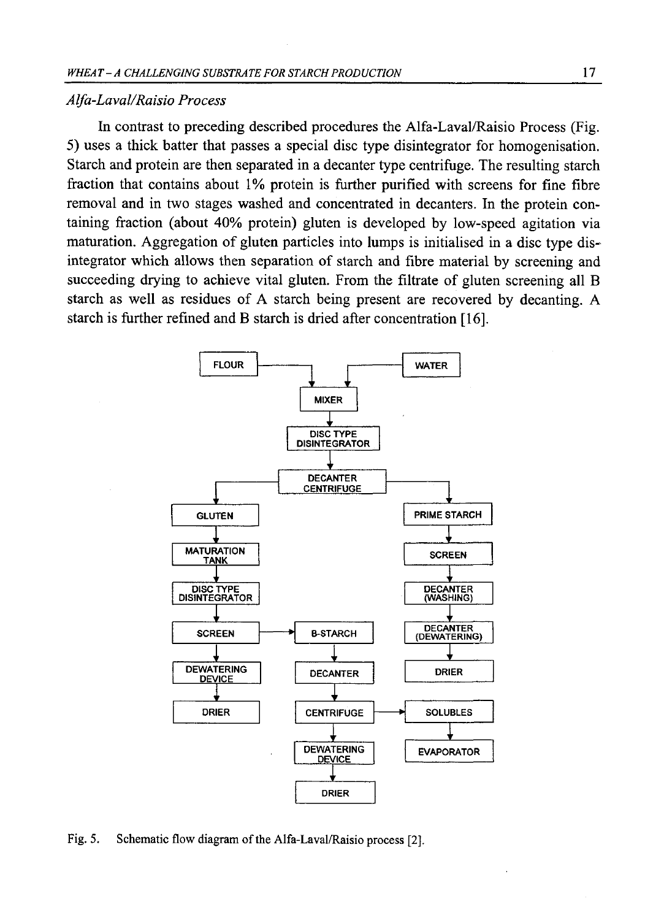### *Alfa-Laval/Raisio Process*

In contrast to preceding described procedures the Alfa-Laval/Raisio Process (Fig. 5) uses a thick batter that passes a special disc type disintegrator for homogenisation. Starch and protein are then separated in a decanter type centrifuge. The resulting starch fraction that contains about 1% protein is further purified with screens for fine fibre removal and in two stages washed and concentrated in decanters. In the protein containing fraction (about 40% protein) gluten is developed by low-speed agitation via maturation. Aggregation of gluten particles into lumps is initialised in a disc type disintegrator which allows then separation of starch and fibre material by screening and succeeding drying to achieve vital gluten. From the filtrate of gluten screening all B starch as well as residues of A starch being present are recovered by decanting. A starch is further refined and B starch is dried after concentration [16].

FLOUR, WATER → MIXER → DISC TYPE DISINTEGRATOR → DECANTER CENTRIFUGE

GLUTEN → MATURATION TANK → DISC TYPE DISINTEGRATOR → SCREEN → DEWATERING DEVICE → DRIER

SCREEN → B-STARCH → DECANTER → CENTRIFUGE → DEWATERING DEVICE → DRIER

CENTRIFUGE → SOLUBLES → EVAPORATOR

PRIME STARCH → SCREEN → DECANTER (WASHING) → DECANTER (DEWATERING) → DRIER

Fig. 5. Schematic flow diagram of the Alfa-Laval/Raisio process [2].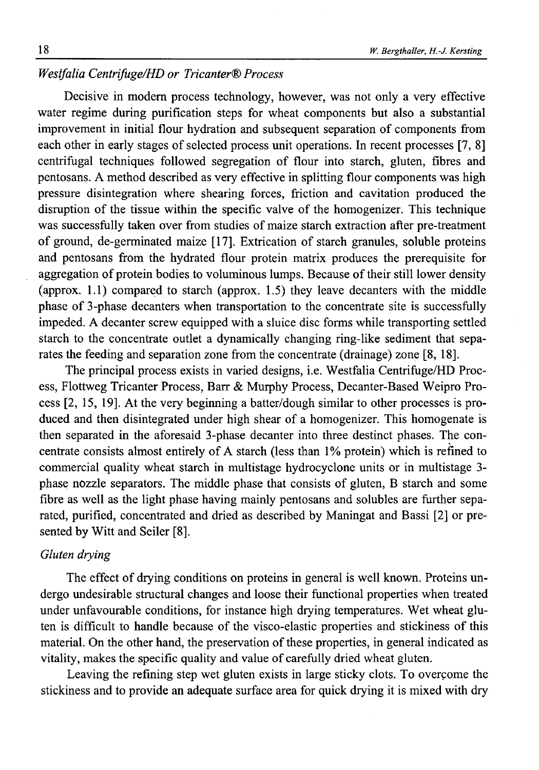### *Westfalia Centrifuge/HD or Tricanter® Process*

Decisive in modern process technology, however, was not only a very effective water regime during purification steps for wheat components but also a substantial improvement in initial flour hydration and subsequent separation of components from each other in early stages of selected process unit operations. In recent processes [7, 8] centrifugal techniques followed segregation of flour into starch, gluten, fibres and pentosans. A method described as very effective in splitting flour components was high pressure disintegration where shearing forces, friction and cavitation produced the disruption of the tissue within the specific valve of the homogenizer. This technique was successfully taken over from studies of maize starch extraction after pre-treatment of ground, de-germinated maize [17]. Extrication of starch granules, soluble proteins and pentosans from the hydrated flour protein matrix produces the prerequisite for aggregation of protein bodies to voluminous lumps. Because of their still lower density (approx. 1.1) compared to starch (approx. 1.5) they leave decanters with the middle phase of 3-phase decanters when transportation to the concentrate site is successfully impeded. A decanter screw equipped with a sluice disc forms while transporting settled starch to the concentrate outlet a dynamically changing ring-like sediment that separates the feeding and separation zone from the concentrate (drainage) zone [8, 18].

The principal process exists in varied designs, i.e. Westfalia Centrifuge/HD Process, Flottweg Tricanter Process, Barr & Murphy Process, Decanter-Based Weipro Process [2, 15, 19]. At the very beginning a batter/dough similar to other processes is produced and then disintegrated under high shear of a homogenizer. This homogenate is then separated in the aforesaid 3-phase decanter into three destinct phases. The concentrate consists almost entirely of A starch (less than 1% protein) which is refined to commercial quality wheat starch in multistage hydrocyclone units or in multistage 3-phase nozzle separators. The middle phase that consists of gluten, B starch and some fibre as well as the light phase having mainly pentosans and solubles are further separated, purified, concentrated and dried as described by Maningat and Bassi [2] or presented by Witt and Seiler [8].

### *Gluten drying*

The effect of drying conditions on proteins in general is well known. Proteins undergo undesirable structural changes and loose their functional properties when treated under unfavourable conditions, for instance high drying temperatures. Wet wheat gluten is difficult to handle because of the visco-elastic properties and stickiness of this material. On the other hand, the preservation of these properties, in general indicated as vitality, makes the specific quality and value of carefully dried wheat gluten.

Leaving the refining step wet gluten exists in large sticky clots. To overcome the stickiness and to provide an adequate surface area for quick drying it is mixed with dry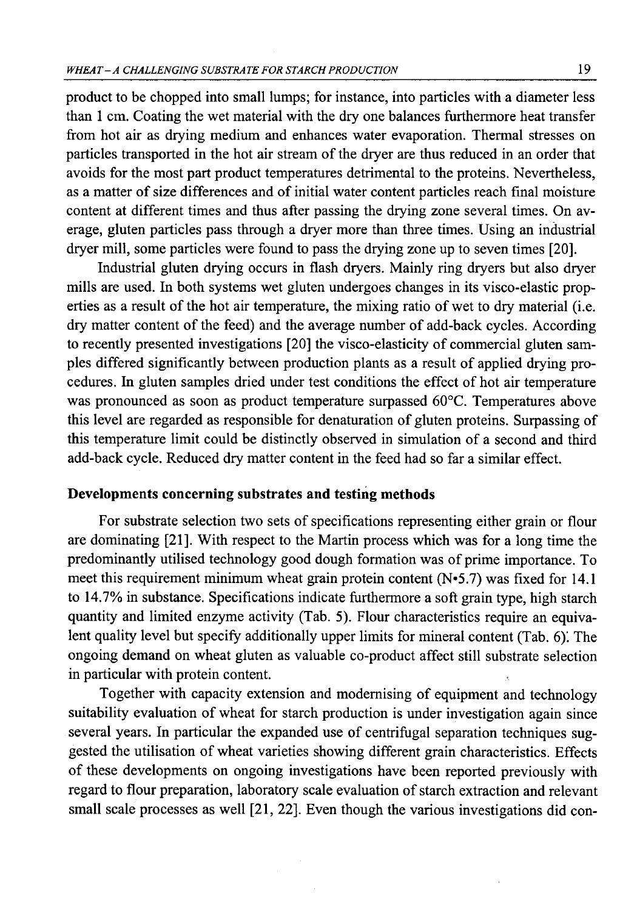product to be chopped into small lumps; for instance, into particles with a diameter less than 1 cm. Coating the wet material with the dry one balances furthermore heat transfer from hot air as drying medium and enhances water evaporation. Thermal stresses on particles transported in the hot air stream of the dryer are thus reduced in an order that avoids for the most part product temperatures detrimental to the proteins. Nevertheless, as a matter of size differences and of initial water content particles reach final moisture content at different times and thus after passing the drying zone several times. On average, gluten particles pass through a dryer more than three times. Using an industrial dryer mill, some particles were found to pass the drying zone up to seven times [20].

Industrial gluten drying occurs in flash dryers. Mainly ring dryers but also dryer mills are used. In both systems wet gluten undergoes changes in its visco-elastic properties as a result of the hot air temperature, the mixing ratio of wet to dry material (i.e. dry matter content of the feed) and the average number of add-back cycles. According to recently presented investigations [20] the visco-elasticity of commercial gluten samples differed significantly between production plants as a result of applied drying procedures. In gluten samples dried under test conditions the effect of hot air temperature was pronounced as soon as product temperature surpassed 60°C. Temperatures above this level are regarded as responsible for denaturation of gluten proteins. Surpassing of this temperature limit could be distinctly observed in simulation of a second and third add-back cycle. Reduced dry matter content in the feed had so far a similar effect.

## Developments concerning substrates and testing methods

For substrate selection two sets of specifications representing either grain or flour are dominating [21]. With respect to the Martin process which was for a long time the predominantly utilised technology good dough formation was of prime importance. To meet this requirement minimum wheat grain protein content (N•5.7) was fixed for 14.1 to 14.7% in substance. Specifications indicate furthermore a soft grain type, high starch quantity and limited enzyme activity (Tab. 5). Flour characteristics require an equivalent quality level but specify additionally upper limits for mineral content (Tab. 6). The ongoing demand on wheat gluten as valuable co-product affect still substrate selection in particular with protein content.

Together with capacity extension and modernising of equipment and technology suitability evaluation of wheat for starch production is under investigation again since several years. In particular the expanded use of centrifugal separation techniques suggested the utilisation of wheat varieties showing different grain characteristics. Effects of these developments on ongoing investigations have been reported previously with regard to flour preparation, laboratory scale evaluation of starch extraction and relevant small scale processes as well [21, 22]. Even though the various investigations did con-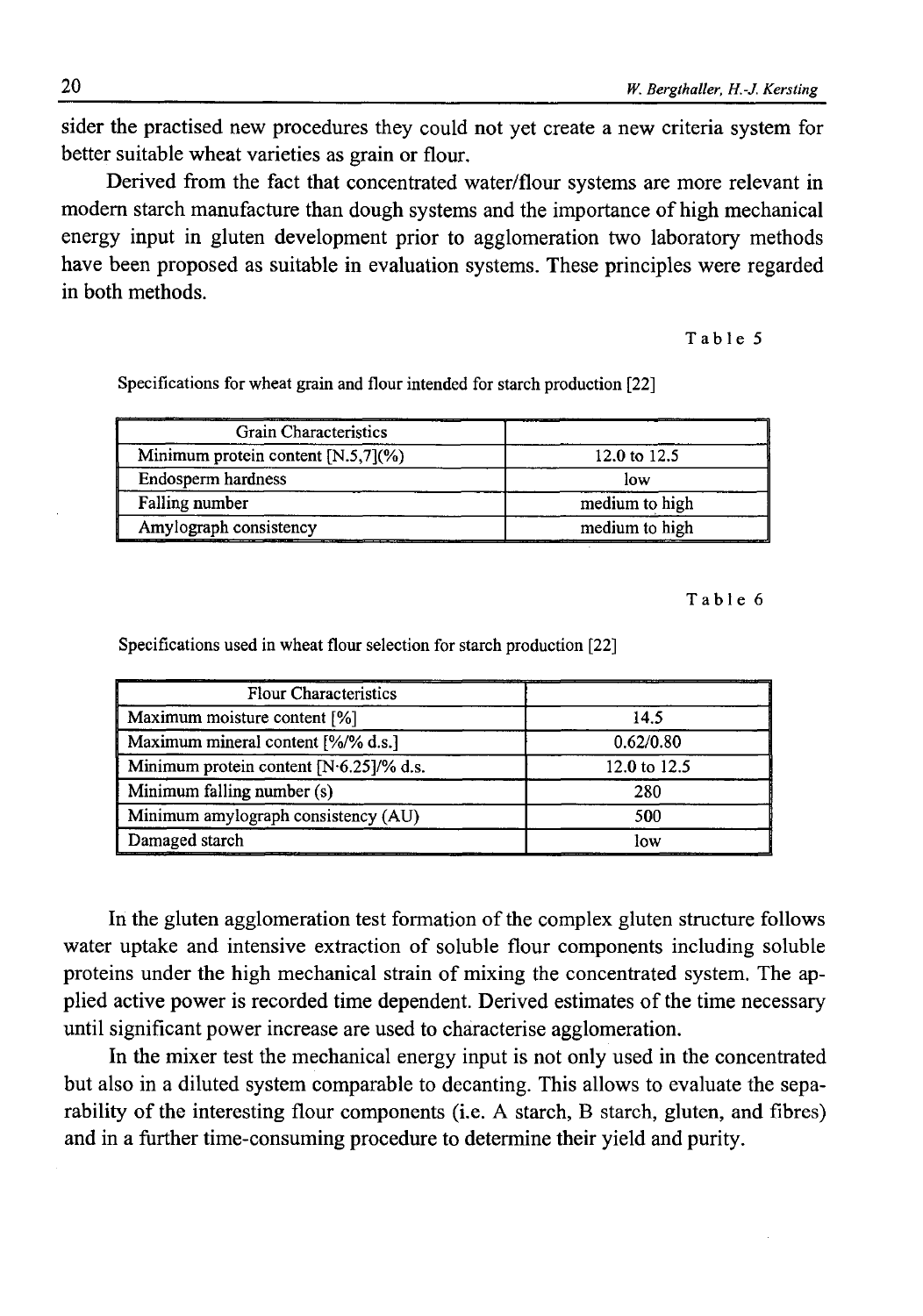sider the practised new procedures they could not yet create a new criteria system for better suitable wheat varieties as grain or flour.

Derived from the fact that concentrated water/flour systems are more relevant in modern starch manufacture than dough systems and the importance of high mechanical energy input in gluten development prior to agglomeration two laboratory methods have been proposed as suitable in evaluation systems. These principles were regarded in both methods.

Table 5

Specifications for wheat grain and flour intended for starch production [22]

| Grain Characteristics | |
|---|---|
| Minimum protein content [N.5,7](%) | 12.0 to 12.5 |
| Endosperm hardness | low |
| Falling number | medium to high |
| Amylograph consistency | medium to high |

Table 6

Specifications used in wheat flour selection for starch production [22]

| Flour Characteristics | |
|---|---|
| Maximum moisture content [%] | 14.5 |
| Maximum mineral content [%/% d.s.] | 0.62/0.80 |
| Minimum protein content [N·6.25]/% d.s. | 12.0 to 12.5 |
| Minimum falling number (s) | 280 |
| Minimum amylograph consistency (AU) | 500 |
| Damaged starch | low |

In the gluten agglomeration test formation of the complex gluten structure follows water uptake and intensive extraction of soluble flour components including soluble proteins under the high mechanical strain of mixing the concentrated system. The applied active power is recorded time dependent. Derived estimates of the time necessary until significant power increase are used to characterise agglomeration.

In the mixer test the mechanical energy input is not only used in the concentrated but also in a diluted system comparable to decanting. This allows to evaluate the separability of the interesting flour components (i.e. A starch, B starch, gluten, and fibres) and in a further time-consuming procedure to determine their yield and purity.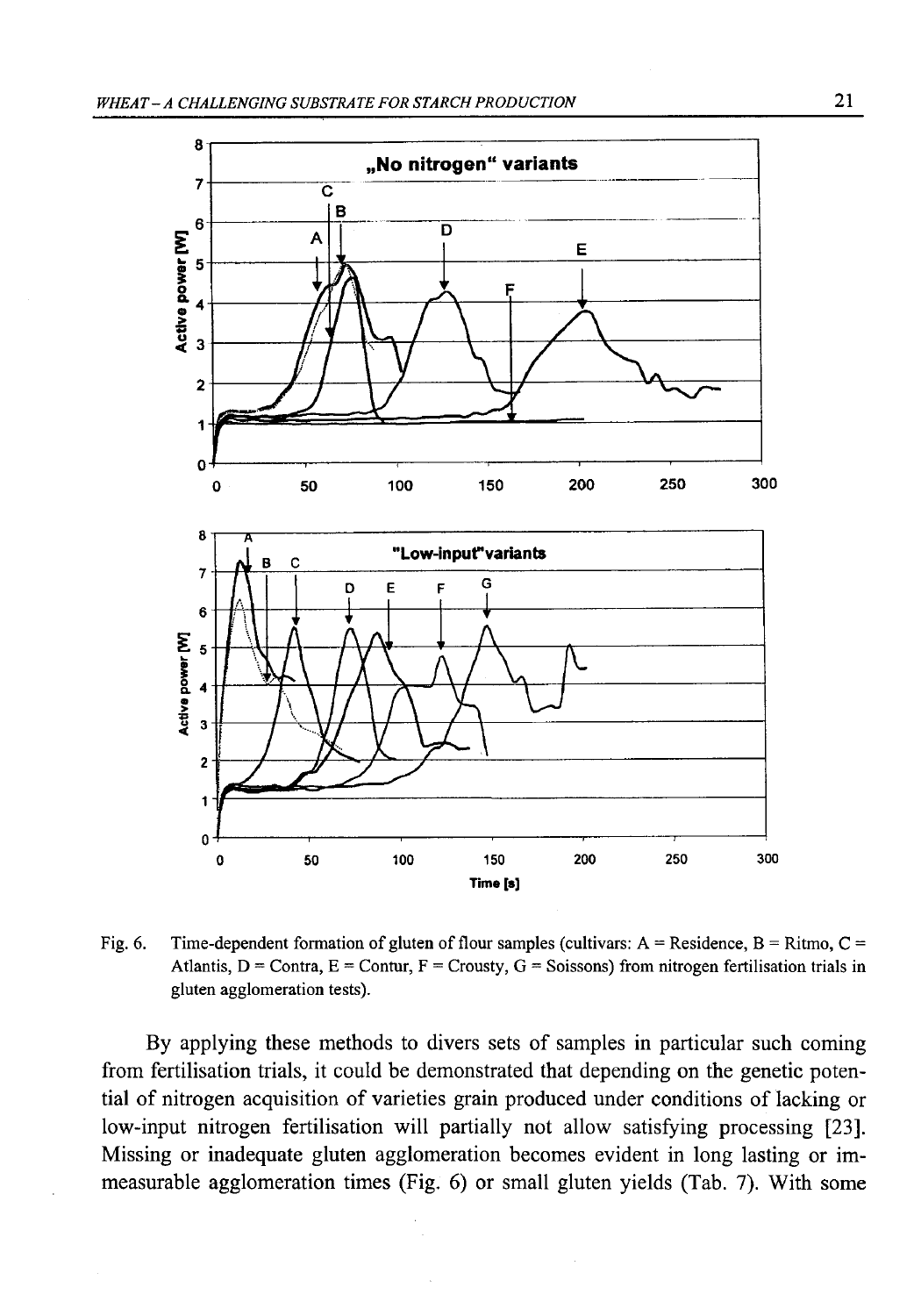Fig. 6. Time-dependent formation of gluten of flour samples (cultivars: A = Residence, B = Ritmo, C = Atlantis, D = Contra, E = Contur, F = Crousty, G = Soissons) from nitrogen fertilisation trials in gluten agglomeration tests).

By applying these methods to divers sets of samples in particular such coming from fertilisation trials, it could be demonstrated that depending on the genetic potential of nitrogen acquisition of varieties grain produced under conditions of lacking or low-input nitrogen fertilisation will partially not allow satisfying processing [23]. Missing or inadequate gluten agglomeration becomes evident in long lasting or immeasurable agglomeration times (Fig. 6) or small gluten yields (Tab. 7). With some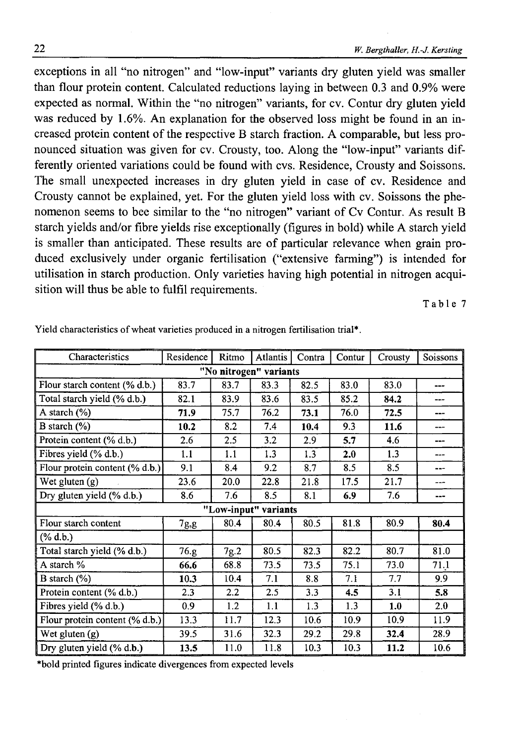exceptions in all "no nitrogen" and "low-input" variants dry gluten yield was smaller than flour protein content. Calculated reductions laying in between 0.3 and 0.9% were expected as normal. Within the "no nitrogen" variants, for cv. Contur dry gluten yield was reduced by 1.6%. An explanation for the observed loss might be found in an increased protein content of the respective B starch fraction. A comparable, but less pronounced situation was given for cv. Crousty, too. Along the "low-input" variants differently oriented variations could be found with cvs. Residence, Crousty and Soissons. The small unexpected increases in dry gluten yield in case of cv. Residence and Crousty cannot be explained, yet. For the gluten yield loss with cv. Soissons the phenomenon seems to bee similar to the "no nitrogen" variant of Cv Contur. As result B starch yields and/or fibre yields rise exceptionally (figures in bold) while A starch yield is smaller than anticipated. These results are of particular relevance when grain produced exclusively under organic fertilisation ("extensive farming") is intended for utilisation in starch production. Only varieties having high potential in nitrogen acquisition will thus be able to fulfil requirements.

Table 7

Yield characteristics of wheat varieties produced in a nitrogen fertilisation trial*.

| Characteristics | Residence | Ritmo | Atlantis | Contra | Contur | Crousty | Soissons |
|---|---|---|---|---|---|---|---|
| **"No nitrogen" variants** | | | | | | | |
| Flour starch content (% d.b.) | 83.7 | 83.7 | 83.3 | 82.5 | 83.0 | 83.0 | --- |
| Total starch yield (% d.b.) | 82.1 | 83.9 | 83.6 | 83.5 | 85.2 | **84.2** | --- |
| A starch (%) | **71.9** | 75.7 | 76.2 | **73.1** | 76.0 | **72.5** | --- |
| B starch (%) | **10.2** | 8.2 | 7.4 | **10.4** | 9.3 | **11.6** | --- |
| Protein content (% d.b.) | 2.6 | 2.5 | 3.2 | 2.9 | **5.7** | 4.6 | --- |
| Fibres yield (% d.b.) | 1.1 | 1.1 | 1.3 | 1.3 | **2.0** | 1.3 | --- |
| Flour protein content (% d.b.) | 9.1 | 8.4 | 9.2 | 8.7 | 8.5 | 8.5 | --- |
| Wet gluten (g) | 23.6 | 20.0 | 22.8 | 21.8 | 17.5 | 21.7 | --- |
| Dry gluten yield (% d.b.) | 8.6 | 7.6 | 8.5 | 8.1 | **6.9** | 7.6 | --- |
| **"Low-input" variants** | | | | | | | |
| Flour starch content (% d.b.) | 7g.g | 80.4 | 80.4 | 80.5 | 81.8 | 80.9 | **80.4** |
| Total starch yield (% d.b.) | 76.g | 7g.2 | 80.5 | 82.3 | 82.2 | 80.7 | 81.0 |
| A starch % | **66.6** | 68.8 | 73.5 | 73.5 | 75.1 | 73.0 | 71.1 |
| B starch (%) | **10.3** | 10.4 | 7.1 | 8.8 | 7.1 | 7.7 | 9.9 |
| Protein content (% d.b.) | 2.3 | 2.2 | 2.5 | 3.3 | **4.5** | 3.1 | **5.8** |
| Fibres yield (% d.b.) | 0.9 | 1.2 | 1.1 | 1.3 | 1.3 | **1.0** | 2.0 |
| Flour protein content (% d.b.) | 13.3 | 11.7 | 12.3 | 10.6 | 10.9 | 10.9 | 11.9 |
| Wet gluten (g) | 39.5 | 31.6 | 32.3 | 29.2 | 29.8 | **32.4** | 28.9 |
| Dry gluten yield (% d.b.) | **13.5** | 11.0 | 11.8 | 10.3 | 10.3 | **11.2** | 10.6 |

*bold printed figures indicate divergences from expected levels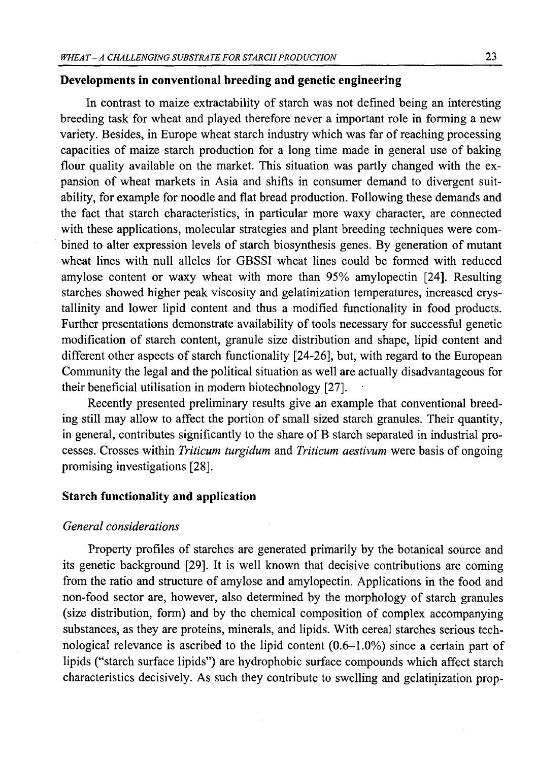## Developments in conventional breeding and genetic engineering

In contrast to maize extractability of starch was not defined being an interesting breeding task for wheat and played therefore never a important role in forming a new variety. Besides, in Europe wheat starch industry which was far of reaching processing capacities of maize starch production for a long time made in general use of baking flour quality available on the market. This situation was partly changed with the expansion of wheat markets in Asia and shifts in consumer demand to divergent suitability, for example for noodle and flat bread production. Following these demands and the fact that starch characteristics, in particular more waxy character, are connected with these applications, molecular strategies and plant breeding techniques were combined to alter expression levels of starch biosynthesis genes. By generation of mutant wheat lines with null alleles for GBSSI wheat lines could be formed with reduced amylose content or waxy wheat with more than 95% amylopectin [24]. Resulting starches showed higher peak viscosity and gelatinization temperatures, increased crystallinity and lower lipid content and thus a modified functionality in food products. Further presentations demonstrate availability of tools necessary for successful genetic modification of starch content, granule size distribution and shape, lipid content and different other aspects of starch functionality [24-26], but, with regard to the European Community the legal and the political situation as well are actually disadvantageous for their beneficial utilisation in modern biotechnology [27].

Recently presented preliminary results give an example that conventional breeding still may allow to affect the portion of small sized starch granules. Their quantity, in general, contributes significantly to the share of B starch separated in industrial processes. Crosses within *Triticum turgidum* and *Triticum aestivum* were basis of ongoing promising investigations [28].

## Starch functionality and application

### *General considerations*

Property profiles of starches are generated primarily by the botanical source and its genetic background [29]. It is well known that decisive contributions are coming from the ratio and structure of amylose and amylopectin. Applications in the food and non-food sector are, however, also determined by the morphology of starch granules (size distribution, form) and by the chemical composition of complex accompanying substances, as they are proteins, minerals, and lipids. With cereal starches serious technological relevance is ascribed to the lipid content (0.6–1.0%) since a certain part of lipids ("starch surface lipids") are hydrophobic surface compounds which affect starch characteristics decisively. As such they contribute to swelling and gelatinization prop-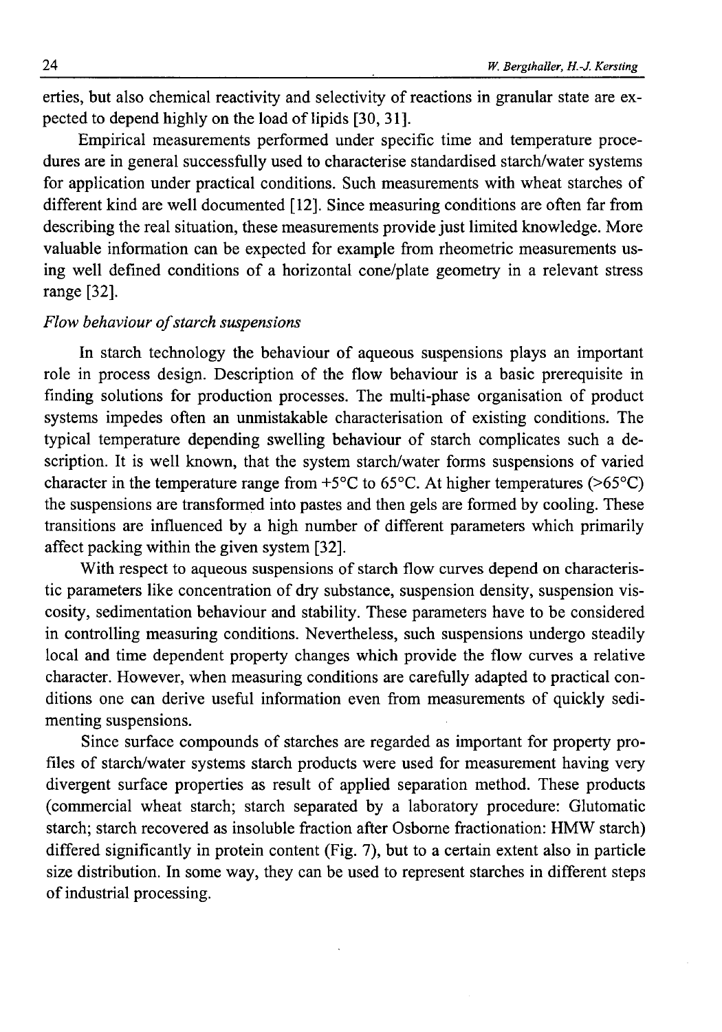erties, but also chemical reactivity and selectivity of reactions in granular state are expected to depend highly on the load of lipids [30, 31].

Empirical measurements performed under specific time and temperature procedures are in general successfully used to characterise standardised starch/water systems for application under practical conditions. Such measurements with wheat starches of different kind are well documented [12]. Since measuring conditions are often far from describing the real situation, these measurements provide just limited knowledge. More valuable information can be expected for example from rheometric measurements using well defined conditions of a horizontal cone/plate geometry in a relevant stress range [32].

*Flow behaviour of starch suspensions*

In starch technology the behaviour of aqueous suspensions plays an important role in process design. Description of the flow behaviour is a basic prerequisite in finding solutions for production processes. The multi-phase organisation of product systems impedes often an unmistakable characterisation of existing conditions. The typical temperature depending swelling behaviour of starch complicates such a description. It is well known, that the system starch/water forms suspensions of varied character in the temperature range from +5°C to 65°C. At higher temperatures (>65°C) the suspensions are transformed into pastes and then gels are formed by cooling. These transitions are influenced by a high number of different parameters which primarily affect packing within the given system [32].

With respect to aqueous suspensions of starch flow curves depend on characteristic parameters like concentration of dry substance, suspension density, suspension viscosity, sedimentation behaviour and stability. These parameters have to be considered in controlling measuring conditions. Nevertheless, such suspensions undergo steadily local and time dependent property changes which provide the flow curves a relative character. However, when measuring conditions are carefully adapted to practical conditions one can derive useful information even from measurements of quickly sedimenting suspensions.

Since surface compounds of starches are regarded as important for property profiles of starch/water systems starch products were used for measurement having very divergent surface properties as result of applied separation method. These products (commercial wheat starch; starch separated by a laboratory procedure: Glutomatic starch; starch recovered as insoluble fraction after Osborne fractionation: HMW starch) differed significantly in protein content (Fig. 7), but to a certain extent also in particle size distribution. In some way, they can be used to represent starches in different steps of industrial processing.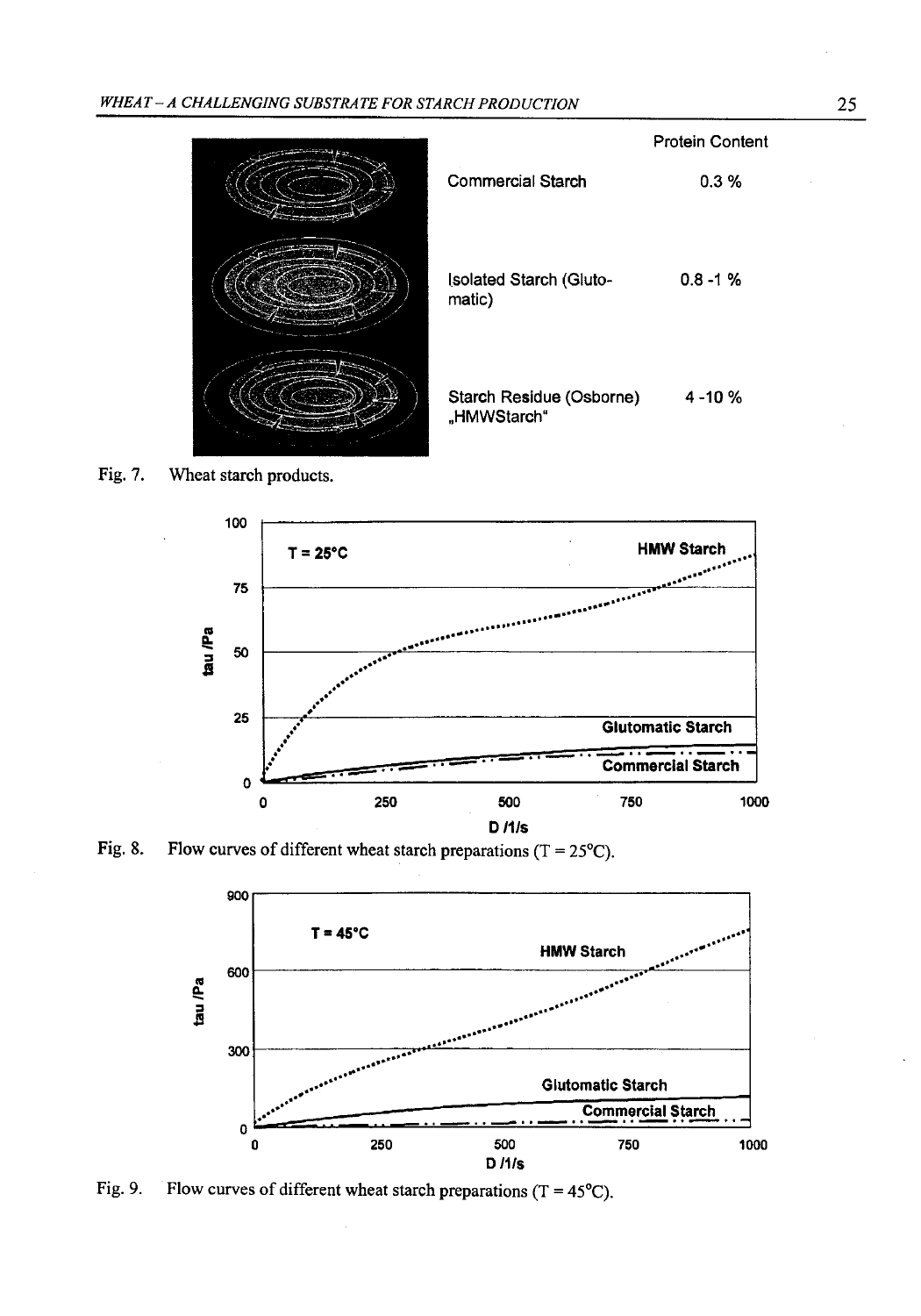| | Protein Content |
|---|---|
| Commercial Starch | 0.3 % |
| Isolated Starch (Glutomatic) | 0.8 -1 % |
| Starch Residue (Osborne) „HMWStarch" | 4 -10 % |

Fig. 7. Wheat starch products.

Fig. 8. Flow curves of different wheat starch preparations (T = 25°C).

Fig. 9. Flow curves of different wheat starch preparations (T = 45°C).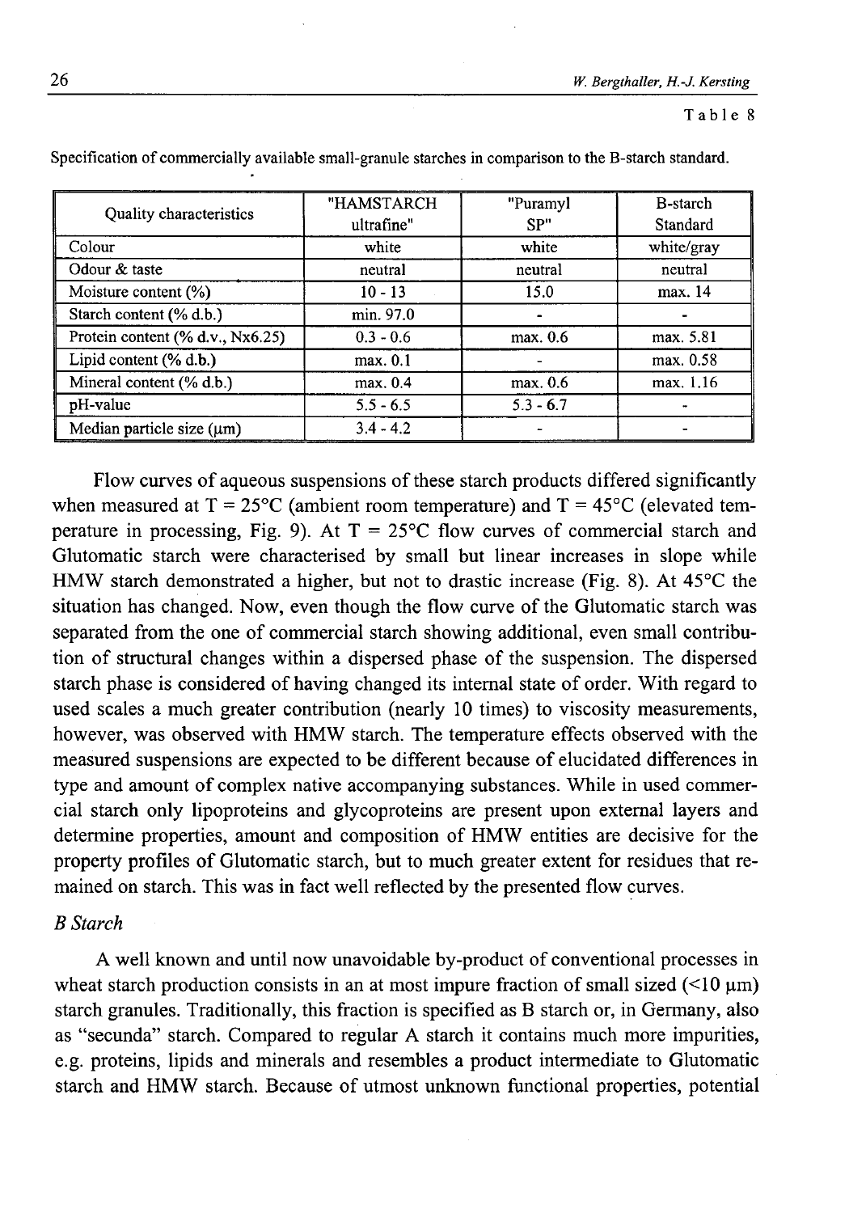Table 8

Specification of commercially available small-granule starches in comparison to the B-starch standard.

| Quality characteristics | "HAMSTARCH ultrafine" | "Puramyl SP" | B-starch Standard |
|---|---|---|---|
| Colour | white | white | white/gray |
| Odour & taste | neutral | neutral | neutral |
| Moisture content (%) | 10 - 13 | 15.0 | max. 14 |
| Starch content (% d.b.) | min. 97.0 | - | - |
| Protein content (% d.v., Nx6.25) | 0.3 - 0.6 | max. 0.6 | max. 5.81 |
| Lipid content (% d.b.) | max. 0.1 | - | max. 0.58 |
| Mineral content (% d.b.) | max. 0.4 | max. 0.6 | max. 1.16 |
| pH-value | 5.5 - 6.5 | 5.3 - 6.7 | - |
| Median particle size (μm) | 3.4 - 4.2 | - | - |

Flow curves of aqueous suspensions of these starch products differed significantly when measured at T = 25°C (ambient room temperature) and T = 45°C (elevated temperature in processing, Fig. 9). At T = 25°C flow curves of commercial starch and Glutomatic starch were characterised by small but linear increases in slope while HMW starch demonstrated a higher, but not to drastic increase (Fig. 8). At 45°C the situation has changed. Now, even though the flow curve of the Glutomatic starch was separated from the one of commercial starch showing additional, even small contribution of structural changes within a dispersed phase of the suspension. The dispersed starch phase is considered of having changed its internal state of order. With regard to used scales a much greater contribution (nearly 10 times) to viscosity measurements, however, was observed with HMW starch. The temperature effects observed with the measured suspensions are expected to be different because of elucidated differences in type and amount of complex native accompanying substances. While in used commercial starch only lipoproteins and glycoproteins are present upon external layers and determine properties, amount and composition of HMW entities are decisive for the property profiles of Glutomatic starch, but to much greater extent for residues that remained on starch. This was in fact well reflected by the presented flow curves.

*B Starch*

A well known and until now unavoidable by-product of conventional processes in wheat starch production consists in an at most impure fraction of small sized (<10 μm) starch granules. Traditionally, this fraction is specified as B starch or, in Germany, also as "secunda" starch. Compared to regular A starch it contains much more impurities, e.g. proteins, lipids and minerals and resembles a product intermediate to Glutomatic starch and HMW starch. Because of utmost unknown functional properties, potential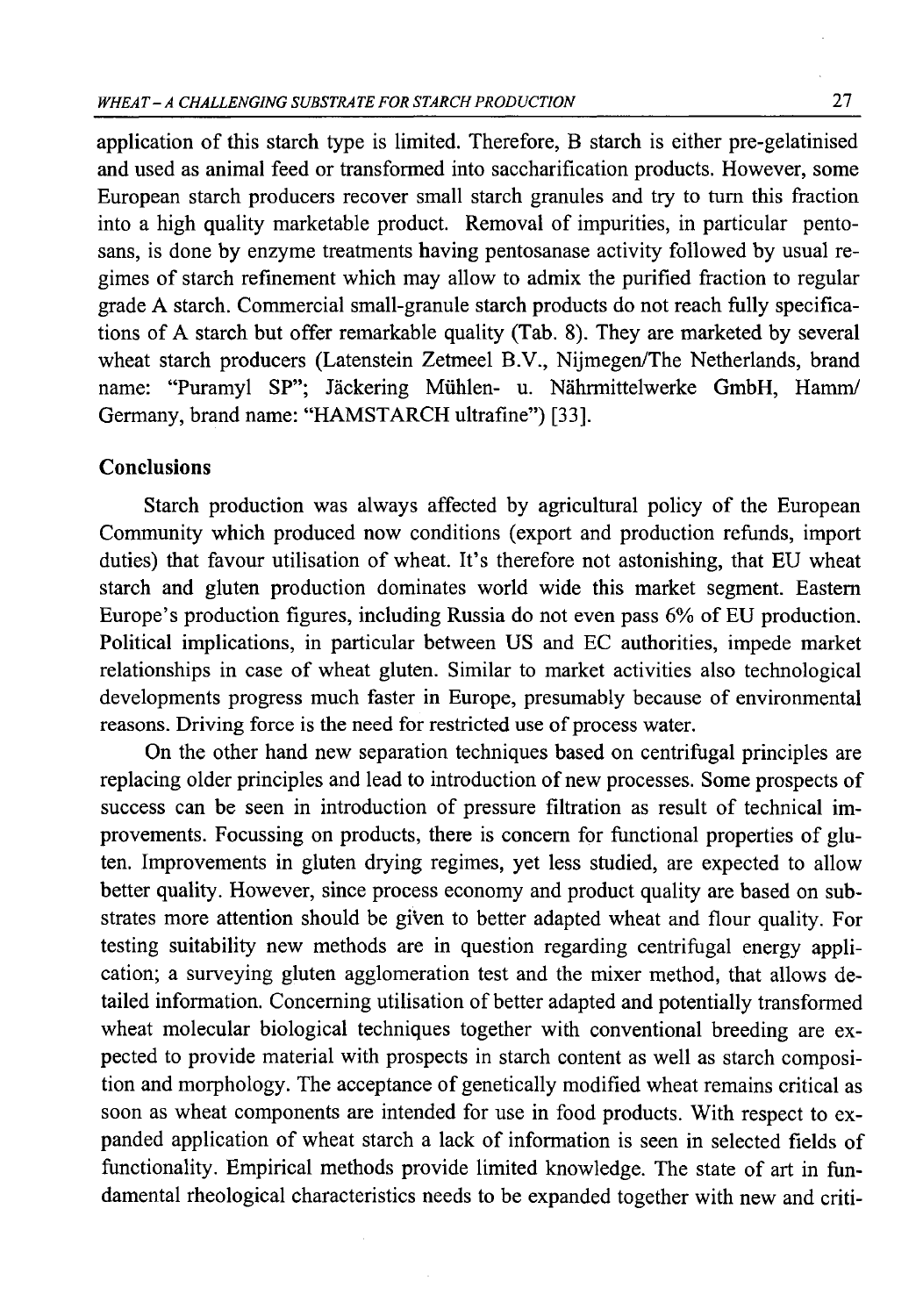application of this starch type is limited. Therefore, B starch is either pre-gelatinised and used as animal feed or transformed into saccharification products. However, some European starch producers recover small starch granules and try to turn this fraction into a high quality marketable product. Removal of impurities, in particular pentosans, is done by enzyme treatments having pentosanase activity followed by usual regimes of starch refinement which may allow to admix the purified fraction to regular grade A starch. Commercial small-granule starch products do not reach fully specifications of A starch but offer remarkable quality (Tab. 8). They are marketed by several wheat starch producers (Latenstein Zetmeel B.V., Nijmegen/The Netherlands, brand name: "Puramyl SP"; Jäckering Mühlen- u. Nährmittelwerke GmbH, Hamm/Germany, brand name: "HAMSTARCH ultrafine") [33].

## Conclusions

Starch production was always affected by agricultural policy of the European Community which produced now conditions (export and production refunds, import duties) that favour utilisation of wheat. It's therefore not astonishing, that EU wheat starch and gluten production dominates world wide this market segment. Eastern Europe's production figures, including Russia do not even pass 6% of EU production. Political implications, in particular between US and EC authorities, impede market relationships in case of wheat gluten. Similar to market activities also technological developments progress much faster in Europe, presumably because of environmental reasons. Driving force is the need for restricted use of process water.

On the other hand new separation techniques based on centrifugal principles are replacing older principles and lead to introduction of new processes. Some prospects of success can be seen in introduction of pressure filtration as result of technical improvements. Focussing on products, there is concern for functional properties of gluten. Improvements in gluten drying regimes, yet less studied, are expected to allow better quality. However, since process economy and product quality are based on substrates more attention should be given to better adapted wheat and flour quality. For testing suitability new methods are in question regarding centrifugal energy application; a surveying gluten agglomeration test and the mixer method, that allows detailed information. Concerning utilisation of better adapted and potentially transformed wheat molecular biological techniques together with conventional breeding are expected to provide material with prospects in starch content as well as starch composition and morphology. The acceptance of genetically modified wheat remains critical as soon as wheat components are intended for use in food products. With respect to expanded application of wheat starch a lack of information is seen in selected fields of functionality. Empirical methods provide limited knowledge. The state of art in fundamental rheological characteristics needs to be expanded together with new and criti-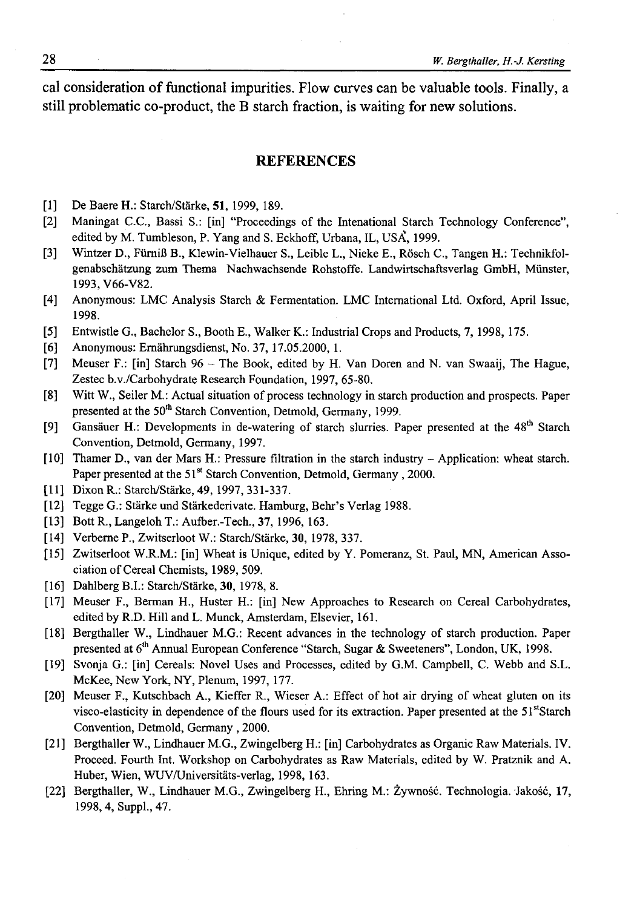cal consideration of functional impurities. Flow curves can be valuable tools. Finally, a still problematic co-product, the B starch fraction, is waiting for new solutions.

## REFERENCES

[1] De Baere H.: Starch/Stärke, **51**, 1999, 189.

[2] Maningat C.C., Bassi S.: [in] "Proceedings of the Intenational Starch Technology Conference", edited by M. Tumbleson, P. Yang and S. Eckhoff, Urbana, IL, USA, 1999.

[3] Wintzer D., Fürniß B., Klewin-Vielhauer S., Leible L., Nieke E., Rösch C., Tangen H.: Technikfolgenabschätzung zum Thema Nachwachsende Rohstoffe. Landwirtschaftsverlag GmbH, Münster, 1993, V66-V82.

[4] Anonymous: LMC Analysis Starch & Fermentation. LMC International Ltd. Oxford, April Issue, 1998.

[5] Entwistle G., Bachelor S., Booth E., Walker K.: Industrial Crops and Products, **7**, 1998, 175.

[6] Anonymous: Ernährungsdienst, No. 37, 17.05.2000, 1.

[7] Meuser F.: [in] Starch 96 – The Book, edited by H. Van Doren and N. van Swaaij, The Hague, Zestec b.v./Carbohydrate Research Foundation, 1997, 65-80.

[8] Witt W., Seiler M.: Actual situation of process technology in starch production and prospects. Paper presented at the 50th Starch Convention, Detmold, Germany, 1999.

[9] Gansäuer H.: Developments in de-watering of starch slurries. Paper presented at the 48th Starch Convention, Detmold, Germany, 1997.

[10] Thamer D., van der Mars H.: Pressure filtration in the starch industry – Application: wheat starch. Paper presented at the 51st Starch Convention, Detmold, Germany , 2000.

[11] Dixon R.: Starch/Stärke, **49**, 1997, 331-337.

[12] Tegge G.: Stärke und Stärkederivate. Hamburg, Behr's Verlag 1988.

[13] Bott R., Langeloh T.: Aufber.-Tech., **37**, 1996, 163.

[14] Verberne P., Zwitserloot W.: Starch/Stärke, **30**, 1978, 337.

[15] Zwitserloot W.R.M.: [in] Wheat is Unique, edited by Y. Pomeranz, St. Paul, MN, American Association of Cereal Chemists, 1989, 509.

[16] Dahlberg B.I.: Starch/Stärke, **30**, 1978, 8.

[17] Meuser F., Berman H., Huster H.: [in] New Approaches to Research on Cereal Carbohydrates, edited by R.D. Hill and L. Munck, Amsterdam, Elsevier, 161.

[18] Bergthaller W., Lindhauer M.G.: Recent advances in the technology of starch production. Paper presented at 6th Annual European Conference "Starch, Sugar & Sweeteners", London, UK, 1998.

[19] Svonja G.: [in] Cereals: Novel Uses and Processes, edited by G.M. Campbell, C. Webb and S.L. McKee, New York, NY, Plenum, 1997, 177.

[20] Meuser F., Kutschbach A., Kieffer R., Wieser A.: Effect of hot air drying of wheat gluten on its visco-elasticity in dependence of the flours used for its extraction. Paper presented at the 51stStarch Convention, Detmold, Germany , 2000.

[21] Bergthaller W., Lindhauer M.G., Zwingelberg H.: [in] Carbohydrates as Organic Raw Materials. IV. Proceed. Fourth Int. Workshop on Carbohydrates as Raw Materials, edited by W. Pratznik and A. Huber, Wien, WUV/Universitäts-verlag, 1998, 163.

[22] Bergthaller, W., Lindhauer M.G., Zwingelberg H., Ehring M.: Żywność. Technologia. Jakość, **17**, 1998, 4, Suppl., 47.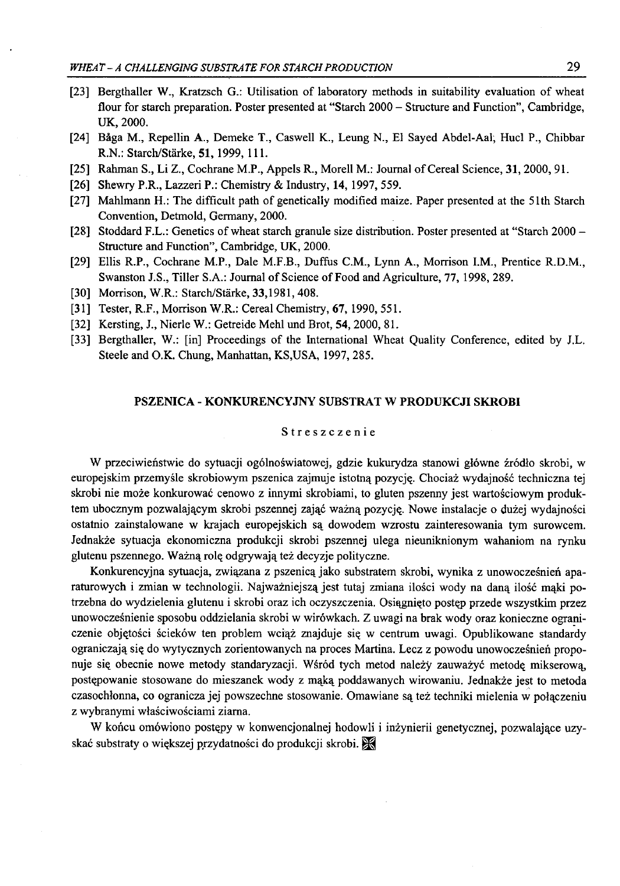[23] Bergthaller W., Kratzsch G.: Utilisation of laboratory methods in suitability evaluation of wheat flour for starch preparation. Poster presented at "Starch 2000 – Structure and Function", Cambridge, UK, 2000.

[24] Båga M., Repellin A., Demeke T., Caswell K., Leung N., El Sayed Abdel-Aal, Hucl P., Chibbar R.N.: Starch/Stärke, **51**, 1999, 111.

[25] Rahman S., Li Z., Cochrane M.P., Appels R., Morell M.: Journal of Cereal Science, **31**, 2000, 91.

[26] Shewry P.R., Lazzeri P.: Chemistry & Industry, **14**, 1997, 559.

[27] Mahlmann H.: The difficult path of genetically modified maize. Paper presented at the 51th Starch Convention, Detmold, Germany, 2000.

[28] Stoddard F.L.: Genetics of wheat starch granule size distribution. Poster presented at "Starch 2000 – Structure and Function", Cambridge, UK, 2000.

[29] Ellis R.P., Cochrane M.P., Dale M.F.B., Duffus C.M., Lynn A., Morrison I.M., Prentice R.D.M., Swanston J.S., Tiller S.A.: Journal of Science of Food and Agriculture, **77**, 1998, 289.

[30] Morrison, W.R.: Starch/Stärke, **33**,1981, 408.

[31] Tester, R.F., Morrison W.R.: Cereal Chemistry, **67**, 1990, 551.

[32] Kersting, J., Nierle W.: Getreide Mehl und Brot, **54**, 2000, 81.

[33] Bergthaller, W.: [in] Proceedings of the International Wheat Quality Conference, edited by J.L. Steele and O.K. Chung, Manhattan, KS,USA, 1997, 285.

## PSZENICA - KONKURENCYJNY SUBSTRAT W PRODUKCJI SKROBI

### Streszczenie

W przeciwieństwie do sytuacji ogólnoświatowej, gdzie kukurydza stanowi główne źródło skrobi, w europejskim przemyśle skrobiowym pszenica zajmuje istotną pozycję. Chociaż wydajność techniczna tej skrobi nie może konkurować cenowo z innymi skrobiami, to gluten pszenny jest wartościowym produktem ubocznym pozwalającym skrobi pszennej zająć ważną pozycję. Nowe instalacje o dużej wydajności ostatnio zainstalowane w krajach europejskich są dowodem wzrostu zainteresowania tym surowcem. Jednakże sytuacja ekonomiczna produkcji skrobi pszennej ulega nieuniknionym wahaniom na rynku glutenu pszennego. Ważną rolę odgrywają też decyzje polityczne.

Konkurencyjna sytuacja, związana z pszenicą jako substratem skrobi, wynika z unowocześnień aparaturowych i zmian w technologii. Najważniejszą jest tutaj zmiana ilości wody na daną ilość mąki potrzebna do wydzielenia glutenu i skrobi oraz ich oczyszczenia. Osiągnięto postęp przede wszystkim przez unowocześnienie sposobu oddzielania skrobi w wirówkach. Z uwagi na brak wody oraz konieczne ograniczenie objętości ścieków ten problem wciąż znajduje się w centrum uwagi. Opublikowane standardy ograniczają się do wytycznych zorientowanych na proces Martina. Lecz z powodu unowocześnień proponuje się obecnie nowe metody standaryzacji. Wśród tych metod należy zauważyć metodę mikserową, postępowanie stosowane do mieszanek wody z mąką poddawanych wirowaniu. Jednakże jest to metoda czasochłonna, co ogranicza jej powszechne stosowanie. Omawiane są też techniki mielenia w połączeniu z wybranymi właściwościami ziarna.

W końcu omówiono postępy w konwencjonalnej hodowli i inżynierii genetycznej, pozwalające uzyskać substraty o większej przydatności do produkcji skrobi.